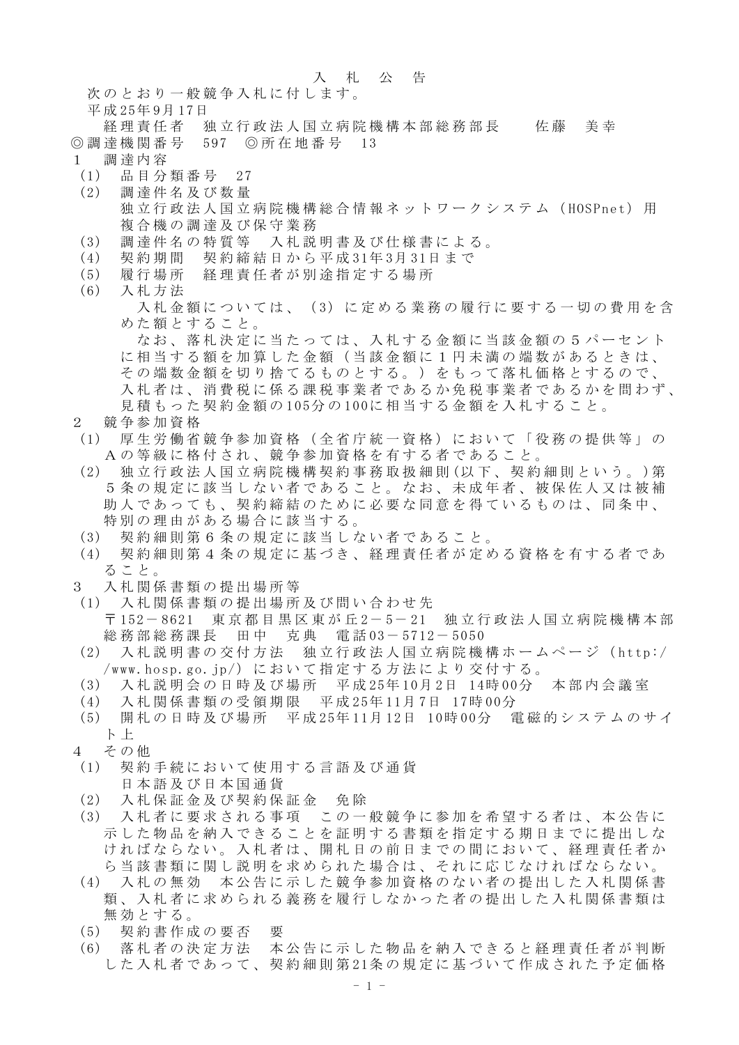# 入　札　公　告

次のとおり一般競争入札に付します。

平成25年9月17日

経理責任者　独立行政法人国立病院機構本部総務部長　　佐藤　美幸

◎調達機関番号　597　◎所在地番号　13

## 1　調達内容

(1)　品目分類番号　27

(2)　調達件名及び数量

独立行政法人国立病院機構総合情報ネットワークシステム（HOSPnet）用複合機の調達及び保守業務

(3)　調達件名の特質等　入札説明書及び仕様書による。

(4)　契約期間　契約締結日から平成31年3月31日まで

(5)　履行場所　経理責任者が別途指定する場所

(6)　入札方法

入札金額については、(3)に定める業務の履行に要する一切の費用を含めた額とすること。

なお、落札決定に当たっては、入札する金額に当該金額の５パーセントに相当する額を加算した金額（当該金額に１円未満の端数があるときは、その端数金額を切り捨てるものとする。）をもって落札価格とするので、入札者は、消費税に係る課税事業者であるか免税事業者であるかを問わず、見積もった契約金額の105分の100に相当する金額を入札すること。

## 2　競争参加資格

(1)　厚生労働省競争参加資格（全省庁統一資格）において「役務の提供等」のＡの等級に格付され、競争参加資格を有する者であること。

(2)　独立行政法人国立病院機構契約事務取扱細則(以下、契約細則という。)第５条の規定に該当しない者であること。なお、未成年者、被保佐人又は被補助人であっても、契約締結のために必要な同意を得ているものは、同条中、特別の理由がある場合に該当する。

(3)　契約細則第６条の規定に該当しない者であること。

(4)　契約細則第４条の規定に基づき、経理責任者が定める資格を有する者であること。

## 3　入札関係書類の提出場所等

(1)　入札関係書類の提出場所及び問い合わせ先

〒152－8621　東京都目黒区東が丘2－5－21　独立行政法人国立病院機構本部総務部総務課長　田中　克典　電話03－5712－5050

(2)　入札説明書の交付方法　独立行政法人国立病院機構ホームページ（http://www.hosp.go.jp/）において指定する方法により交付する。

(3)　入札説明会の日時及び場所　平成25年10月2日　14時00分　本部内会議室

(4)　入札関係書類の受領期限　平成25年11月7日　17時00分

(5)　開札の日時及び場所　平成25年11月12日　10時00分　電磁的システムのサイト上

## 4　その他

(1)　契約手続において使用する言語及び通貨

日本語及び日本国通貨

(2)　入札保証金及び契約保証金　免除

(3)　入札者に要求される事項　この一般競争に参加を希望する者は、本公告に示した物品を納入できることを証明する書類を指定する期日までに提出しなければならない。入札者は、開札日の前日までの間において、経理責任者から当該書類に関し説明を求められた場合は、それに応じなければならない。

(4)　入札の無効　本公告に示した競争参加資格のない者の提出した入札関係書類、入札者に求められる義務を履行しなかった者の提出した入札関係書類は無効とする。

(5)　契約書作成の要否　要

(6)　落札者の決定方法　本公告に示した物品を納入できると経理責任者が判断した入札者であって、契約細則第21条の規定に基づいて作成された予定価格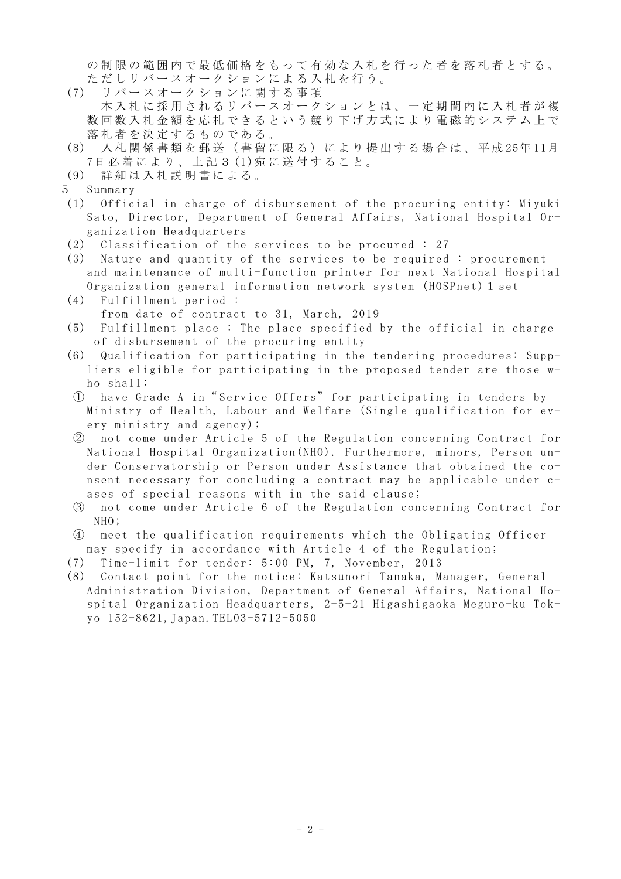の制限の範囲内で最低価格をもって有効な入札を行った者を落札者とする。ただしリバースオークションによる入札を行う。

(7) リバースオークションに関する事項

本入札に採用されるリバースオークションとは、一定期間内に入札者が複数回数入札金額を応札できるという競り下げ方式により電磁的システム上で落札者を決定するものである。

(8) 入札関係書類を郵送（書留に限る）により提出する場合は、平成25年11月7日必着により、上記３(1)宛に送付すること。

(9) 詳細は入札説明書による。

5 Summary

(1) Official in charge of disbursement of the procuring entity: Miyuki Sato, Director, Department of General Affairs, National Hospital Organization Headquarters

(2) Classification of the services to be procured : 27

(3) Nature and quantity of the services to be required : procurement and maintenance of multi-function printer for next National Hospital Organization general information network system (HOSPnet) 1 set

(4) Fulfillment period :
from date of contract to 31, March, 2019

(5) Fulfillment place : The place specified by the official in charge of disbursement of the procuring entity

(6) Qualification for participating in the tendering procedures: Suppliers eligible for participating in the proposed tender are those who shall:

① have Grade A in “Service Offers” for participating in tenders by Ministry of Health, Labour and Welfare (Single qualification for every ministry and agency);

② not come under Article 5 of the Regulation concerning Contract for National Hospital Organization(NHO). Furthermore, minors, Person under Conservatorship or Person under Assistance that obtained the consent necessary for concluding a contract may be applicable under cases of special reasons with in the said clause;

③ not come under Article 6 of the Regulation concerning Contract for NHO;

④ meet the qualification requirements which the Obligating Officer may specify in accordance with Article 4 of the Regulation;

(7) Time-limit for tender: 5:00 PM, 7, November, 2013

(8) Contact point for the notice: Katsunori Tanaka, Manager, General Administration Division, Department of General Affairs, National Hospital Organization Headquarters, 2-5-21 Higashigaoka Meguro-ku Tokyo 152-8621,Japan.TEL03-5712-5050